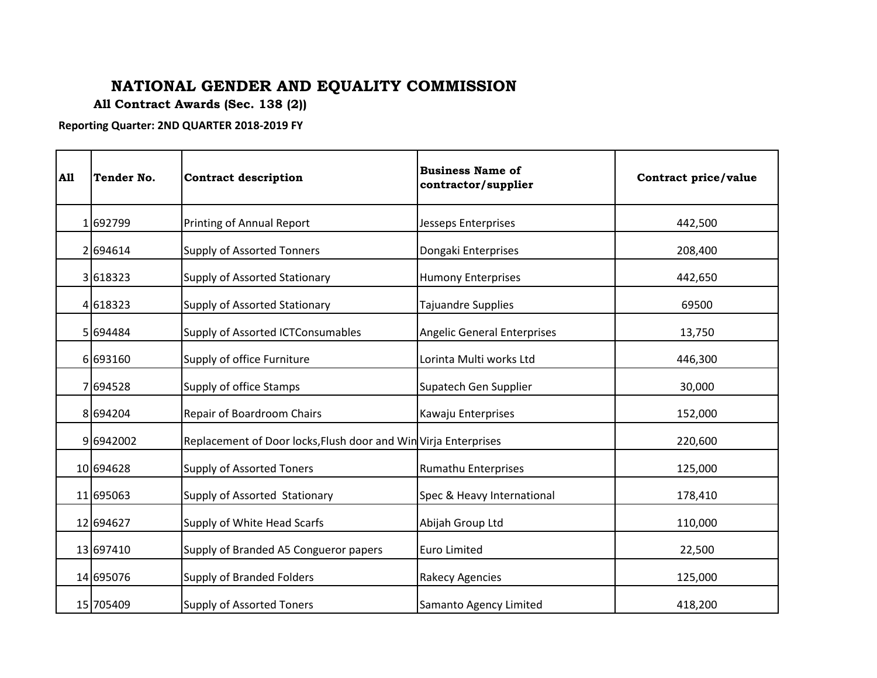# NATIONAL GENDER AND EQUALITY COMMISSION

## All Contract Awards (Sec. 138 (2))

**Reporting Quarter: 2ND QUARTER 2018-2019 FY**

| All | Tender No. | Contract description | Business Name of contractor/supplier | Contract price/value |
|---|---|---|---|---|
| 1 | 692799 | Printing of Annual Report | Jesseps Enterprises | 442,500 |
| 2 | 694614 | Supply of Assorted Tonners | Dongaki Enterprises | 208,400 |
| 3 | 618323 | Supply of Assorted Stationary | Humony Enterprises | 442,650 |
| 4 | 618323 | Supply of Assorted Stationary | Tajuandre Supplies | 69500 |
| 5 | 694484 | Supply of Assorted ICTConsumables | Angelic General Enterprises | 13,750 |
| 6 | 693160 | Supply of office Furniture | Lorinta Multi works Ltd | 446,300 |
| 7 | 694528 | Supply of office Stamps | Supatech Gen Supplier | 30,000 |
| 8 | 694204 | Repair of Boardroom Chairs | Kawaju Enterprises | 152,000 |
| 9 | 6942002 | Replacement of Door locks,Flush door and Win | Virja Enterprises | 220,600 |
| 10 | 694628 | Supply of Assorted Toners | Rumathu Enterprises | 125,000 |
| 11 | 695063 | Supply of Assorted Stationary | Spec & Heavy International | 178,410 |
| 12 | 694627 | Supply of White Head Scarfs | Abijah Group Ltd | 110,000 |
| 13 | 697410 | Supply of Branded A5 Congueror papers | Euro Limited | 22,500 |
| 14 | 695076 | Supply of Branded Folders | Rakecy Agencies | 125,000 |
| 15 | 705409 | Supply of Assorted Toners | Samanto Agency Limited | 418,200 |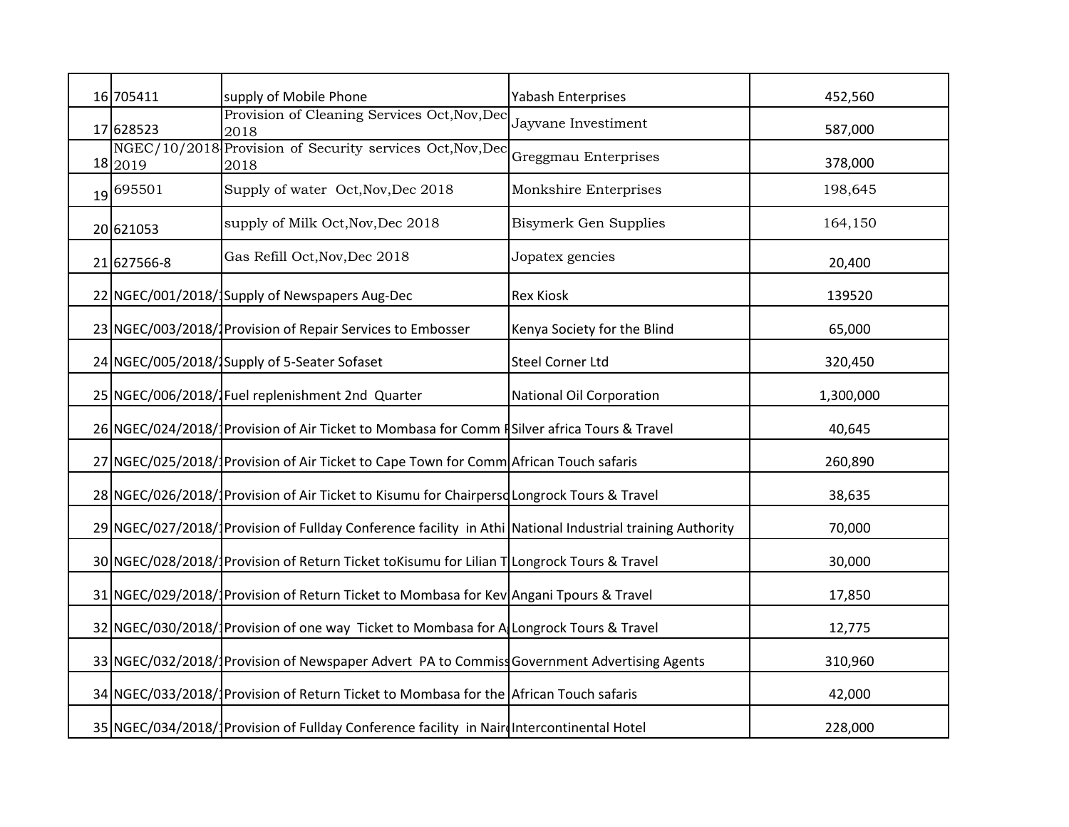| | | | | |
|---|---|---|---|---|
| 16 | 705411 | supply of Mobile Phone | Yabash Enterprises | 452,560 |
| 17 | 628523 | Provision of Cleaning Services Oct,Nov,Dec 2018 | Jayvane Investiment | 587,000 |
| 18 | NGEC/10/2018 2019 | Provision of Security services Oct,Nov,Dec 2018 | Greggmau Enterprises | 378,000 |
| 19 | 695501 | Supply of water Oct,Nov,Dec 2018 | Monkshire Enterprises | 198,645 |
| 20 | 621053 | supply of Milk Oct,Nov,Dec 2018 | Bisymerk Gen Supplies | 164,150 |
| 21 | 627566-8 | Gas Refill Oct,Nov,Dec 2018 | Jopatex gencies | 20,400 |
| 22 | NGEC/001/2018/1 | Supply of Newspapers Aug-Dec | Rex Kiosk | 139520 |
| 23 | NGEC/003/2018/1 | Provision of Repair Services to Embosser | Kenya Society for the Blind | 65,000 |
| 24 | NGEC/005/2018/1 | Supply of 5-Seater Sofaset | Steel Corner Ltd | 320,450 |
| 25 | NGEC/006/2018/1 | Fuel replenishment 2nd Quarter | National Oil Corporation | 1,300,000 |
| 26 | NGEC/024/2018/1 | Provision of Air Ticket to Mombasa for Comm F | Silver africa Tours & Travel | 40,645 |
| 27 | NGEC/025/2018/1 | Provision of Air Ticket to Cape Town for Comm | African Touch safaris | 260,890 |
| 28 | NGEC/026/2018/1 | Provision of Air Ticket to Kisumu for Chairperso | Longrock Tours & Travel | 38,635 |
| 29 | NGEC/027/2018/1 | Provision of Fullday Conference facility in Athi | National Industrial training Authority | 70,000 |
| 30 | NGEC/028/2018/1 | Provision of Return Ticket toKisumu for Lilian T | Longrock Tours & Travel | 30,000 |
| 31 | NGEC/029/2018/1 | Provision of Return Ticket to Mombasa for Kev | Angani Tpours & Travel | 17,850 |
| 32 | NGEC/030/2018/1 | Provision of one way Ticket to Mombasa for A | Longrock Tours & Travel | 12,775 |
| 33 | NGEC/032/2018/1 | Provision of Newspaper Advert PA to Commiss | Government Advertising Agents | 310,960 |
| 34 | NGEC/033/2018/1 | Provision of Return Ticket to Mombasa for the | African Touch safaris | 42,000 |
| 35 | NGEC/034/2018/1 | Provision of Fullday Conference facility in Nair | Intercontinental Hotel | 228,000 |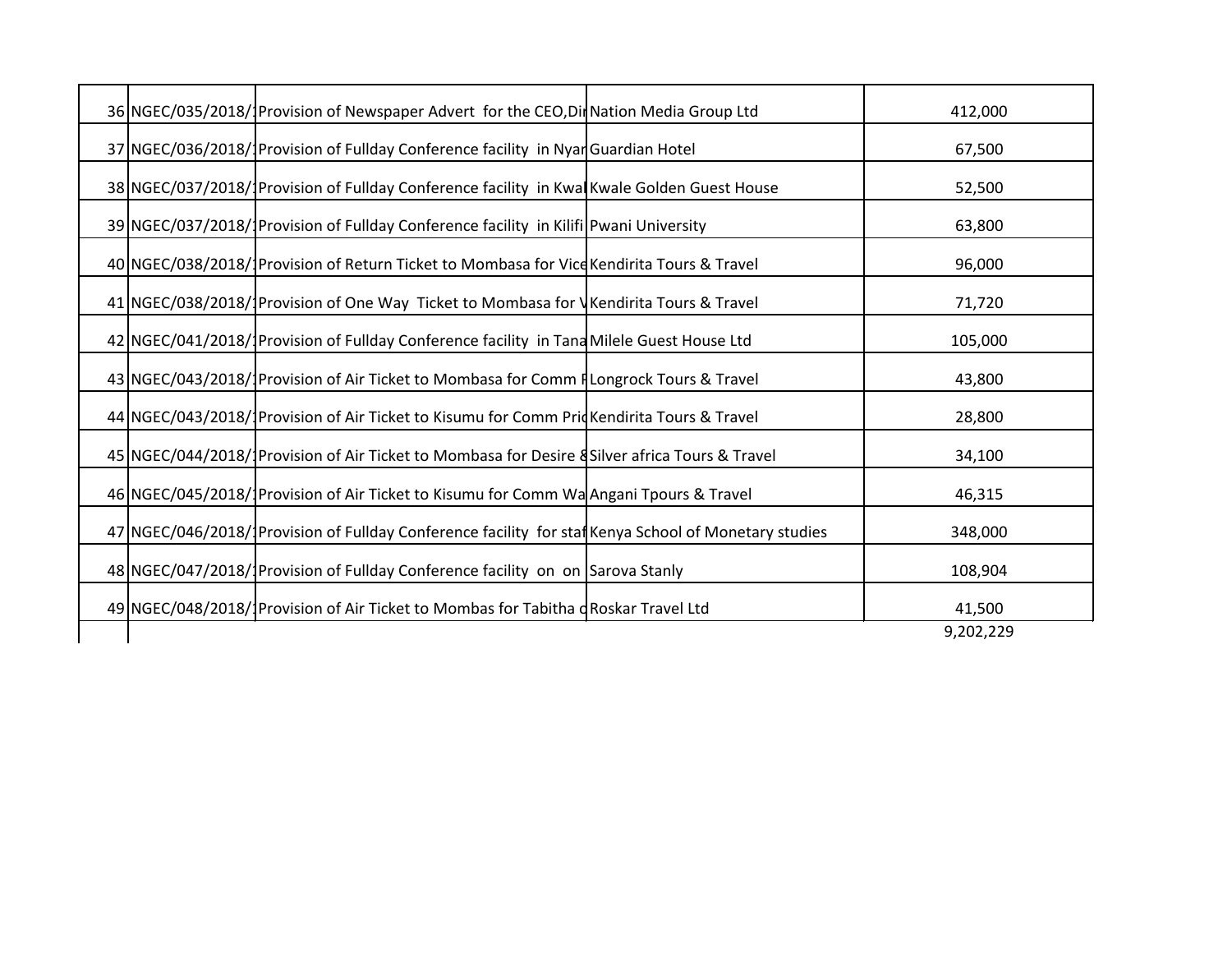| | | | | |
|---|---|---|---|---|
| 36 | NGEC/035/2018/1 | Provision of Newspaper Advert for the CEO,Dir | Nation Media Group Ltd | 412,000 |
| 37 | NGEC/036/2018/1 | Provision of Fullday Conference facility in Nyar | Guardian Hotel | 67,500 |
| 38 | NGEC/037/2018/1 | Provision of Fullday Conference facility in Kwal | Kwale Golden Guest House | 52,500 |
| 39 | NGEC/037/2018/1 | Provision of Fullday Conference facility in Kilifi | Pwani University | 63,800 |
| 40 | NGEC/038/2018/1 | Provision of Return Ticket to Mombasa for Vice | Kendirita Tours & Travel | 96,000 |
| 41 | NGEC/038/2018/1 | Provision of One Way Ticket to Mombasa for V | Kendirita Tours & Travel | 71,720 |
| 42 | NGEC/041/2018/1 | Provision of Fullday Conference facility in Tana | Milele Guest House Ltd | 105,000 |
| 43 | NGEC/043/2018/1 | Provision of Air Ticket to Mombasa for Comm P | Longrock Tours & Travel | 43,800 |
| 44 | NGEC/043/2018/1 | Provision of Air Ticket to Kisumu for Comm Pri | Kendirita Tours & Travel | 28,800 |
| 45 | NGEC/044/2018/1 | Provision of Air Ticket to Mombasa for Desire & | Silver africa Tours & Travel | 34,100 |
| 46 | NGEC/045/2018/1 | Provision of Air Ticket to Kisumu for Comm Wa | Angani Tpours & Travel | 46,315 |
| 47 | NGEC/046/2018/1 | Provision of Fullday Conference facility for staf | Kenya School of Monetary studies | 348,000 |
| 48 | NGEC/047/2018/1 | Provision of Fullday Conference facility on on | Sarova Stanly | 108,904 |
| 49 | NGEC/048/2018/1 | Provision of Air Ticket to Mombas for Tabitha o | Roskar Travel Ltd | 41,500 |
| | | | | 9,202,229 |